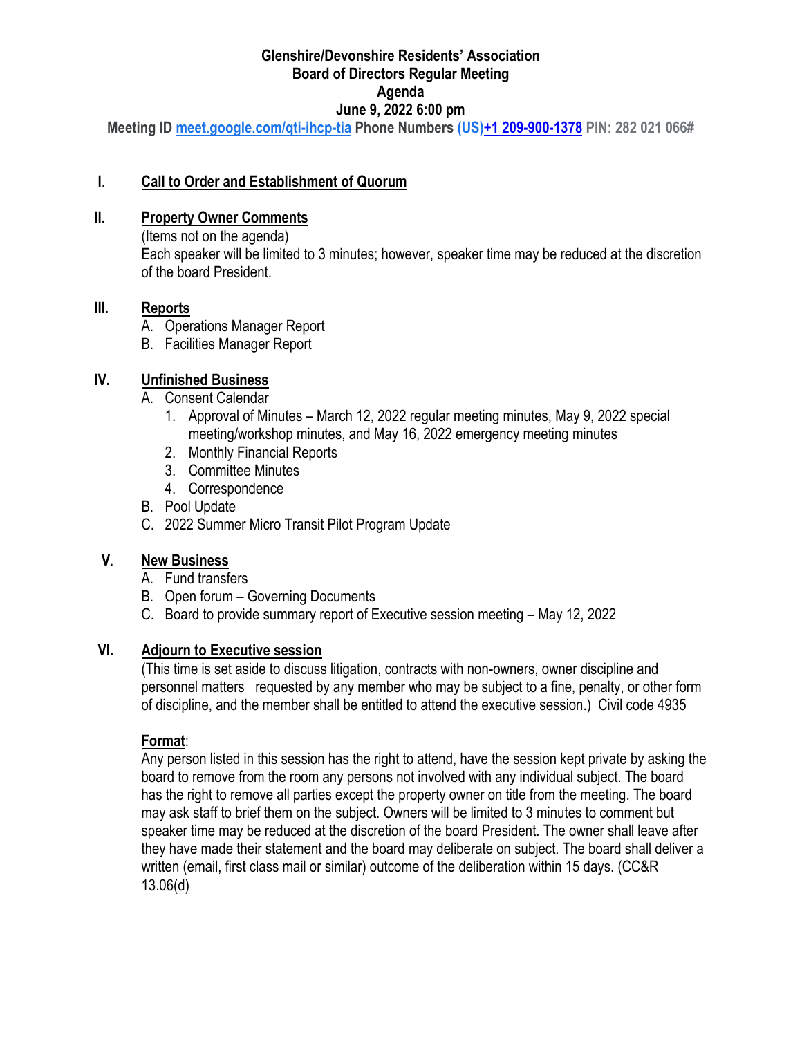**Glenshire/Devonshire Residents' Association**
**Board of Directors Regular Meeting**
**Agenda**
**June 9, 2022 6:00 pm**

**Meeting ID [meet.google.com/qti-ihcp-tia](meet.google.com/qti-ihcp-tia) Phone Numbers (US)+1 209-900-1378 PIN: 282 021 066#**

## I. Call to Order and Establishment of Quorum

## II. Property Owner Comments

(Items not on the agenda)
Each speaker will be limited to 3 minutes; however, speaker time may be reduced at the discretion of the board President.

## III. Reports

A. Operations Manager Report
B. Facilities Manager Report

## IV. Unfinished Business

A. Consent Calendar
  1. Approval of Minutes – March 12, 2022 regular meeting minutes, May 9, 2022 special meeting/workshop minutes, and May 16, 2022 emergency meeting minutes
  2. Monthly Financial Reports
  3. Committee Minutes
  4. Correspondence

B. Pool Update
C. 2022 Summer Micro Transit Pilot Program Update

## V. New Business

A. Fund transfers
B. Open forum – Governing Documents
C. Board to provide summary report of Executive session meeting – May 12, 2022

## VI. Adjourn to Executive session

(This time is set aside to discuss litigation, contracts with non-owners, owner discipline and personnel matters requested by any member who may be subject to a fine, penalty, or other form of discipline, and the member shall be entitled to attend the executive session.) Civil code 4935

**Format**:
Any person listed in this session has the right to attend, have the session kept private by asking the board to remove from the room any persons not involved with any individual subject. The board has the right to remove all parties except the property owner on title from the meeting. The board may ask staff to brief them on the subject. Owners will be limited to 3 minutes to comment but speaker time may be reduced at the discretion of the board President. The owner shall leave after they have made their statement and the board may deliberate on subject. The board shall deliver a written (email, first class mail or similar) outcome of the deliberation within 15 days. (CC&R 13.06(d)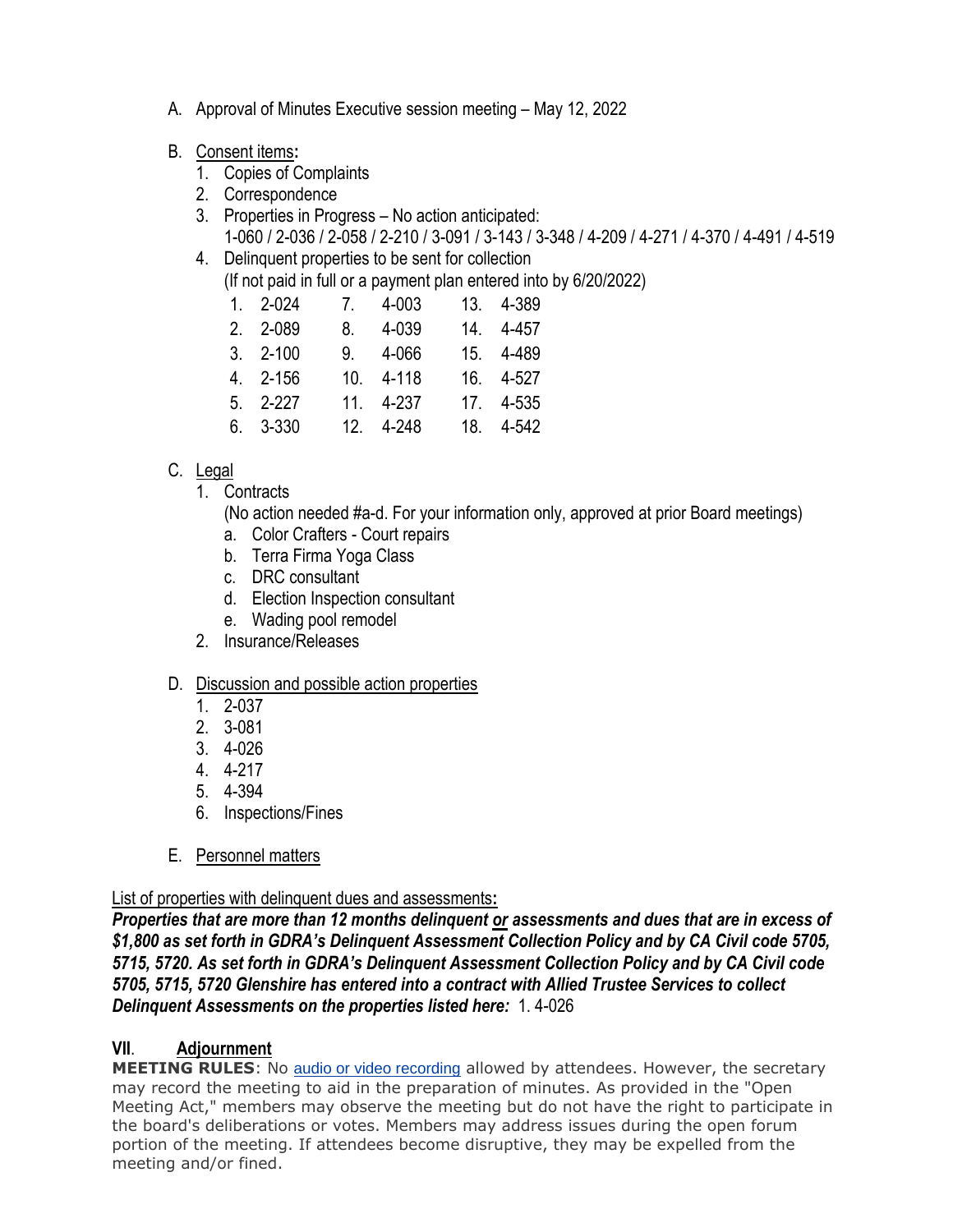A. Approval of Minutes Executive session meeting – May 12, 2022

B. Consent items:
   1. Copies of Complaints
   2. Correspondence
   3. Properties in Progress – No action anticipated:
      1-060 / 2-036 / 2-058 / 2-210 / 3-091 / 3-143 / 3-348 / 4-209 / 4-271 / 4-370 / 4-491 / 4-519
   4. Delinquent properties to be sent for collection
      (If not paid in full or a payment plan entered into by 6/20/2022)

| | | | | | |
|---|---|---|---|---|---|
| 1. | 2-024 | 7. | 4-003 | 13. | 4-389 |
| 2. | 2-089 | 8. | 4-039 | 14. | 4-457 |
| 3. | 2-100 | 9. | 4-066 | 15. | 4-489 |
| 4. | 2-156 | 10. | 4-118 | 16. | 4-527 |
| 5. | 2-227 | 11. | 4-237 | 17. | 4-535 |
| 6. | 3-330 | 12. | 4-248 | 18. | 4-542 |

C. Legal
   1. Contracts
      (No action needed #a-d. For your information only, approved at prior Board meetings)
      a. Color Crafters - Court repairs
      b. Terra Firma Yoga Class
      c. DRC consultant
      d. Election Inspection consultant
      e. Wading pool remodel
   2. Insurance/Releases

D. Discussion and possible action properties
   1. 2-037
   2. 3-081
   3. 4-026
   4. 4-217
   5. 4-394
   6. Inspections/Fines

E. Personnel matters

List of properties with delinquent dues and assessments:

***Properties that are more than 12 months delinquent or assessments and dues that are in excess of $1,800 as set forth in GDRA's Delinquent Assessment Collection Policy and by CA Civil code 5705, 5715, 5720. As set forth in GDRA's Delinquent Assessment Collection Policy and by CA Civil code 5705, 5715, 5720 Glenshire has entered into a contract with Allied Trustee Services to collect Delinquent Assessments on the properties listed here:*** 1. 4-026

## VII. Adjournment

**MEETING RULES**: No audio or video recording allowed by attendees. However, the secretary may record the meeting to aid in the preparation of minutes. As provided in the "Open Meeting Act," members may observe the meeting but do not have the right to participate in the board's deliberations or votes. Members may address issues during the open forum portion of the meeting. If attendees become disruptive, they may be expelled from the meeting and/or fined.